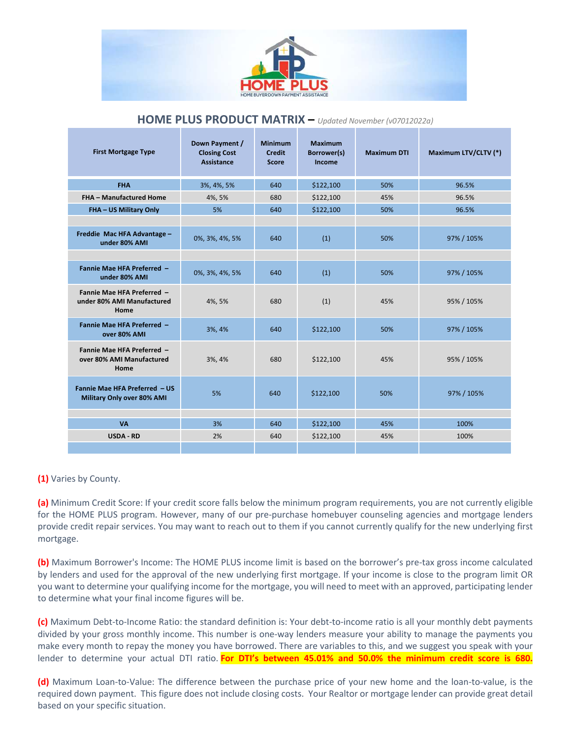## HOME PLUS PRODUCT MATRIX – *Updated November (v07012022a)*

| First Mortgage Type | Down Payment / Closing Cost Assistance | Minimum Credit Score | Maximum Borrower(s) Income | Maximum DTI | Maximum LTV/CLTV (*) |
|---|---|---|---|---|---|
| **FHA** | 3%, 4%, 5% | 640 | $122,100 | 50% | 96.5% |
| **FHA – Manufactured Home** | 4%, 5% | 680 | $122,100 | 45% | 96.5% |
| **FHA – US Military Only** | 5% | 640 | $122,100 | 50% | 96.5% |
| | | | | | |
| **Freddie Mac HFA Advantage – under 80% AMI** | 0%, 3%, 4%, 5% | 640 | (1) | 50% | 97% / 105% |
| | | | | | |
| **Fannie Mae HFA Preferred – under 80% AMI** | 0%, 3%, 4%, 5% | 640 | (1) | 50% | 97% / 105% |
| **Fannie Mae HFA Preferred – under 80% AMI Manufactured Home** | 4%, 5% | 680 | (1) | 45% | 95% / 105% |
| **Fannie Mae HFA Preferred – over 80% AMI** | 3%, 4% | 640 | $122,100 | 50% | 97% / 105% |
| **Fannie Mae HFA Preferred – over 80% AMI Manufactured Home** | 3%, 4% | 680 | $122,100 | 45% | 95% / 105% |
| **Fannie Mae HFA Preferred – US Military Only over 80% AMI** | 5% | 640 | $122,100 | 50% | 97% / 105% |
| | | | | | |
| **VA** | 3% | 640 | $122,100 | 45% | 100% |
| **USDA - RD** | 2% | 640 | $122,100 | 45% | 100% |
| | | | | | |

**(1)** Varies by County.

**(a)** Minimum Credit Score: If your credit score falls below the minimum program requirements, you are not currently eligible for the HOME PLUS program. However, many of our pre-purchase homebuyer counseling agencies and mortgage lenders provide credit repair services. You may want to reach out to them if you cannot currently qualify for the new underlying first mortgage.

**(b)** Maximum Borrower's Income: The HOME PLUS income limit is based on the borrower's pre-tax gross income calculated by lenders and used for the approval of the new underlying first mortgage. If your income is close to the program limit OR you want to determine your qualifying income for the mortgage, you will need to meet with an approved, participating lender to determine what your final income figures will be.

**(c)** Maximum Debt-to-Income Ratio: the standard definition is: Your debt-to-income ratio is all your monthly debt payments divided by your gross monthly income. This number is one-way lenders measure your ability to manage the payments you make every month to repay the money you have borrowed. There are variables to this, and we suggest you speak with your lender to determine your actual DTI ratio. **For DTI's between 45.01% and 50.0% the minimum credit score is 680.**

**(d)** Maximum Loan-to-Value: The difference between the purchase price of your new home and the loan-to-value, is the required down payment. This figure does not include closing costs. Your Realtor or mortgage lender can provide great detail based on your specific situation.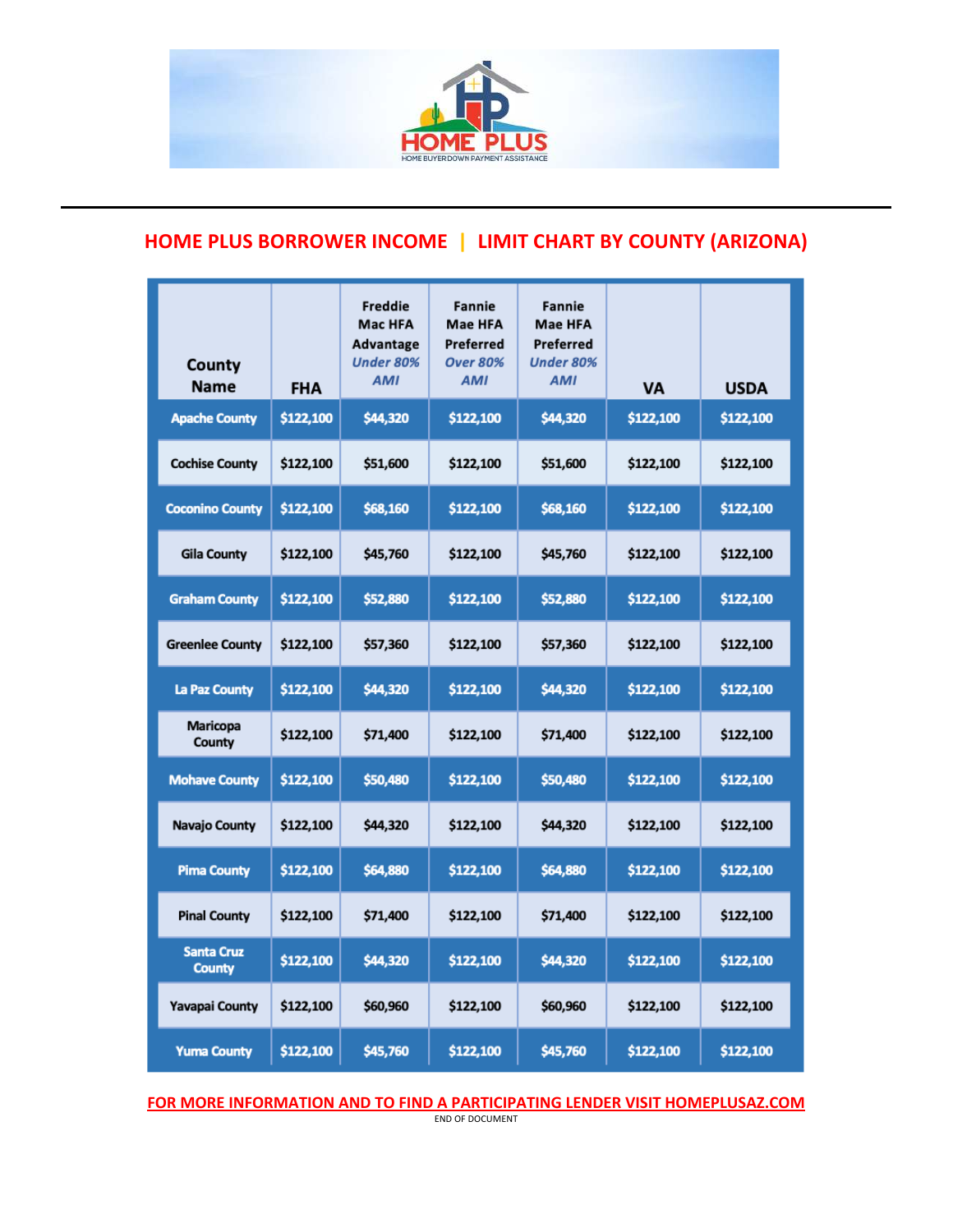## HOME PLUS BORROWER INCOME | LIMIT CHART BY COUNTY (ARIZONA)

| County Name | FHA | Freddie Mac HFA Advantage *Under 80% AMI* | Fannie Mae HFA Preferred *Over 80% AMI* | Fannie Mae HFA Preferred *Under 80% AMI* | VA | USDA |
|---|---|---|---|---|---|---|
| Apache County | $122,100 | $44,320 | $122,100 | $44,320 | $122,100 | $122,100 |
| Cochise County | $122,100 | $51,600 | $122,100 | $51,600 | $122,100 | $122,100 |
| Coconino County | $122,100 | $68,160 | $122,100 | $68,160 | $122,100 | $122,100 |
| Gila County | $122,100 | $45,760 | $122,100 | $45,760 | $122,100 | $122,100 |
| Graham County | $122,100 | $52,880 | $122,100 | $52,880 | $122,100 | $122,100 |
| Greenlee County | $122,100 | $57,360 | $122,100 | $57,360 | $122,100 | $122,100 |
| La Paz County | $122,100 | $44,320 | $122,100 | $44,320 | $122,100 | $122,100 |
| Maricopa County | $122,100 | $71,400 | $122,100 | $71,400 | $122,100 | $122,100 |
| Mohave County | $122,100 | $50,480 | $122,100 | $50,480 | $122,100 | $122,100 |
| Navajo County | $122,100 | $44,320 | $122,100 | $44,320 | $122,100 | $122,100 |
| Pima County | $122,100 | $64,880 | $122,100 | $64,880 | $122,100 | $122,100 |
| Pinal County | $122,100 | $71,400 | $122,100 | $71,400 | $122,100 | $122,100 |
| Santa Cruz County | $122,100 | $44,320 | $122,100 | $44,320 | $122,100 | $122,100 |
| Yavapai County | $122,100 | $60,960 | $122,100 | $60,960 | $122,100 | $122,100 |
| Yuma County | $122,100 | $45,760 | $122,100 | $45,760 | $122,100 | $122,100 |

**FOR MORE INFORMATION AND TO FIND A PARTICIPATING LENDER VISIT HOMEPLUSAZ.COM**

END OF DOCUMENT